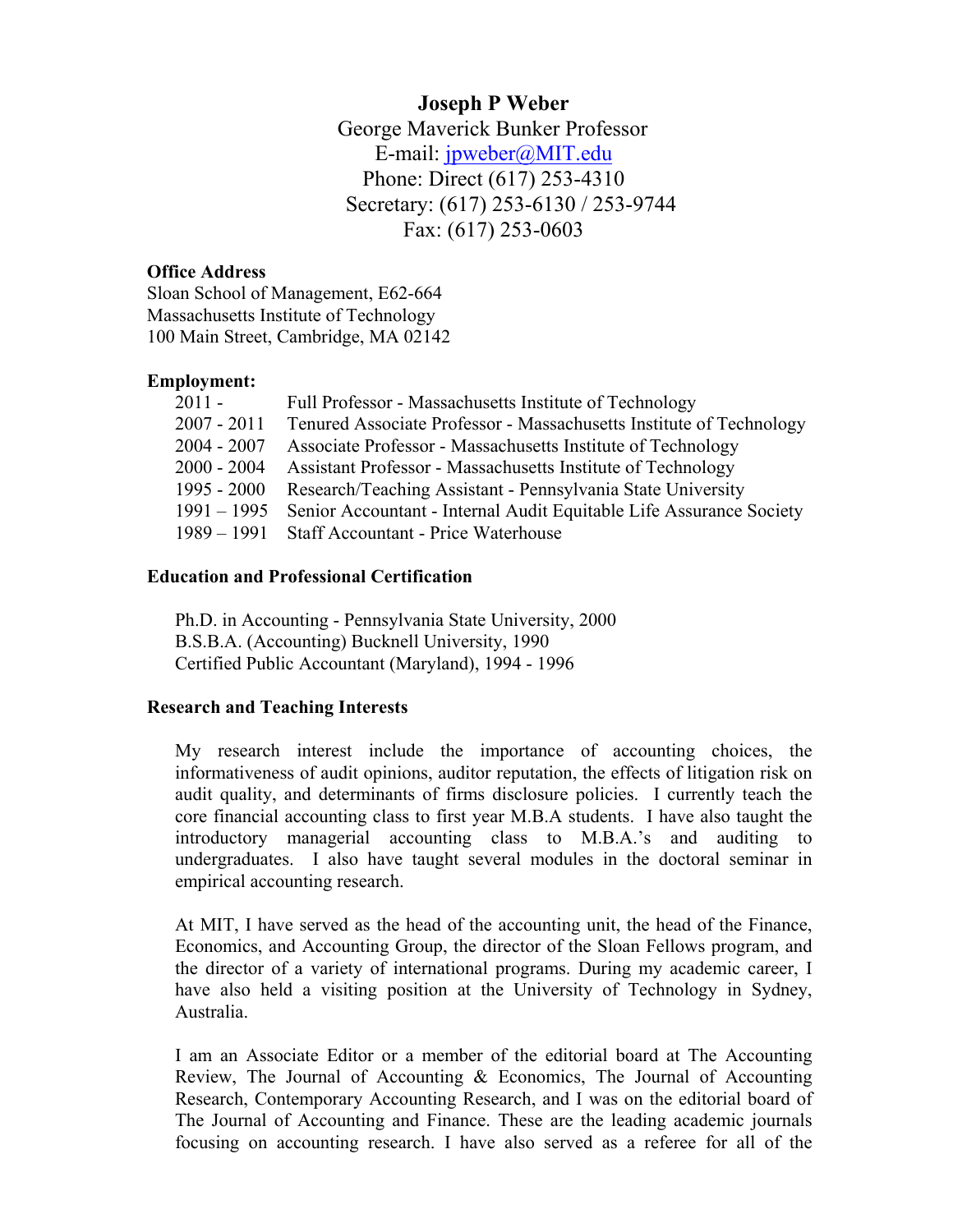# Joseph P Weber

George Maverick Bunker Professor

E-mail: jpweber@MIT.edu

Phone: Direct (617) 253-4310

Secretary: (617) 253-6130 / 253-9744

Fax: (617) 253-0603

**Office Address**

Sloan School of Management, E62-664
Massachusetts Institute of Technology
100 Main Street, Cambridge, MA 02142

**Employment:**

| | |
|---|---|
| 2011 - | Full Professor - Massachusetts Institute of Technology |
| 2007 - 2011 | Tenured Associate Professor - Massachusetts Institute of Technology |
| 2004 - 2007 | Associate Professor - Massachusetts Institute of Technology |
| 2000 - 2004 | Assistant Professor - Massachusetts Institute of Technology |
| 1995 - 2000 | Research/Teaching Assistant - Pennsylvania State University |
| 1991 – 1995 | Senior Accountant - Internal Audit Equitable Life Assurance Society |
| 1989 – 1991 | Staff Accountant - Price Waterhouse |

**Education and Professional Certification**

Ph.D. in Accounting - Pennsylvania State University, 2000
B.S.B.A. (Accounting) Bucknell University, 1990
Certified Public Accountant (Maryland), 1994 - 1996

**Research and Teaching Interests**

My research interest include the importance of accounting choices, the informativeness of audit opinions, auditor reputation, the effects of litigation risk on audit quality, and determinants of firms disclosure policies. I currently teach the core financial accounting class to first year M.B.A students. I have also taught the introductory managerial accounting class to M.B.A.'s and auditing to undergraduates. I also have taught several modules in the doctoral seminar in empirical accounting research.

At MIT, I have served as the head of the accounting unit, the head of the Finance, Economics, and Accounting Group, the director of the Sloan Fellows program, and the director of a variety of international programs. During my academic career, I have also held a visiting position at the University of Technology in Sydney, Australia.

I am an Associate Editor or a member of the editorial board at The Accounting Review, The Journal of Accounting & Economics, The Journal of Accounting Research, Contemporary Accounting Research, and I was on the editorial board of The Journal of Accounting and Finance. These are the leading academic journals focusing on accounting research. I have also served as a referee for all of the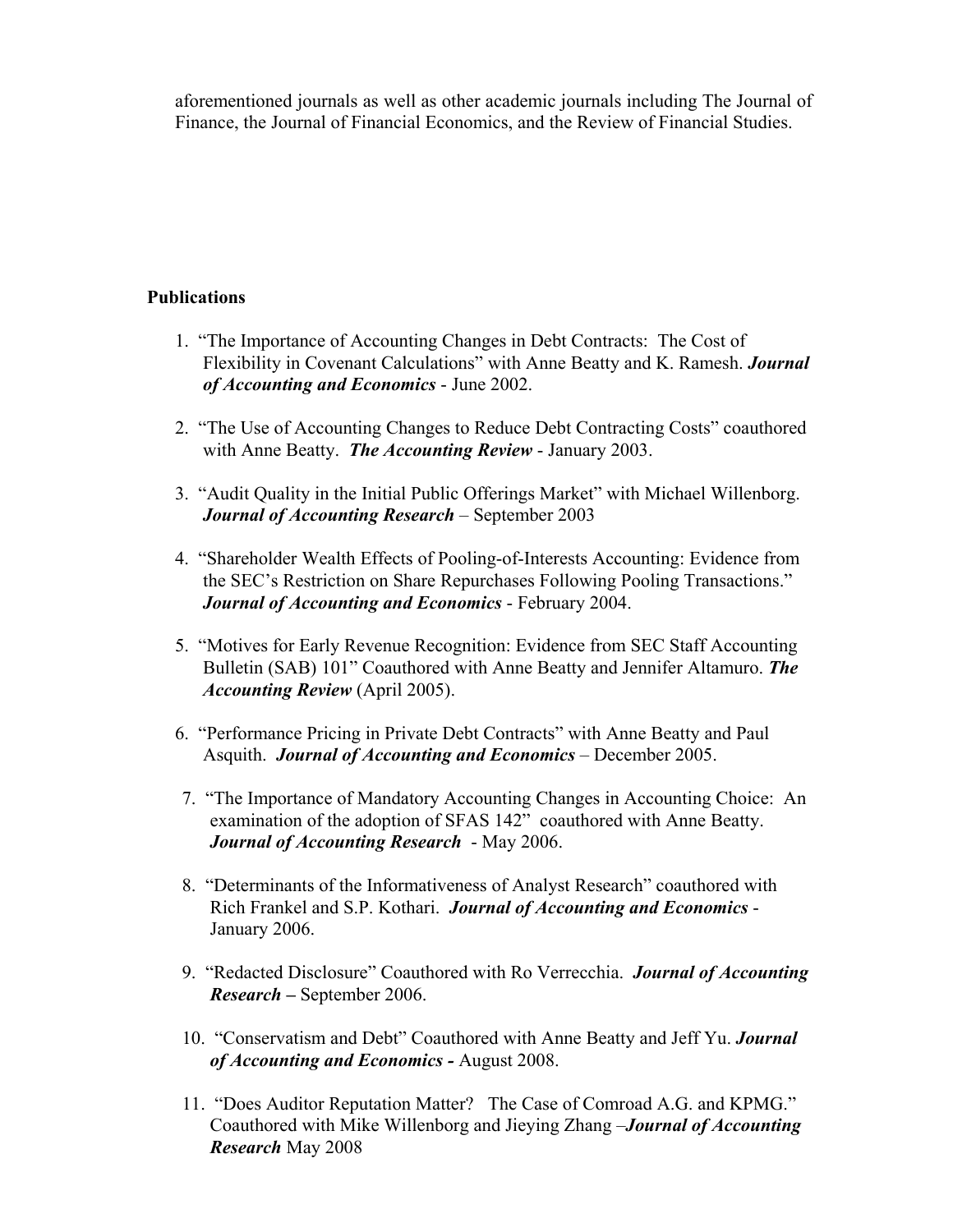aforementioned journals as well as other academic journals including The Journal of Finance, the Journal of Financial Economics, and the Review of Financial Studies.

## Publications

1. "The Importance of Accounting Changes in Debt Contracts: The Cost of Flexibility in Covenant Calculations" with Anne Beatty and K. Ramesh. ***Journal of Accounting and Economics*** - June 2002.

2. "The Use of Accounting Changes to Reduce Debt Contracting Costs" coauthored with Anne Beatty. ***The Accounting Review*** - January 2003.

3. "Audit Quality in the Initial Public Offerings Market" with Michael Willenborg. ***Journal of Accounting Research*** – September 2003

4. "Shareholder Wealth Effects of Pooling-of-Interests Accounting: Evidence from the SEC's Restriction on Share Repurchases Following Pooling Transactions." ***Journal of Accounting and Economics*** - February 2004.

5. "Motives for Early Revenue Recognition: Evidence from SEC Staff Accounting Bulletin (SAB) 101" Coauthored with Anne Beatty and Jennifer Altamuro. ***The Accounting Review*** (April 2005).

6. "Performance Pricing in Private Debt Contracts" with Anne Beatty and Paul Asquith. ***Journal of Accounting and Economics*** – December 2005.

7. "The Importance of Mandatory Accounting Changes in Accounting Choice: An examination of the adoption of SFAS 142" coauthored with Anne Beatty. ***Journal of Accounting Research*** - May 2006.

8. "Determinants of the Informativeness of Analyst Research" coauthored with Rich Frankel and S.P. Kothari. ***Journal of Accounting and Economics*** - January 2006.

9. "Redacted Disclosure" Coauthored with Ro Verrecchia. ***Journal of Accounting Research*** **–** September 2006.

10. "Conservatism and Debt" Coauthored with Anne Beatty and Jeff Yu. ***Journal of Accounting and Economics*** **-** August 2008.

11. "Does Auditor Reputation Matter? The Case of Comroad A.G. and KPMG." Coauthored with Mike Willenborg and Jieying Zhang –***Journal of Accounting Research*** May 2008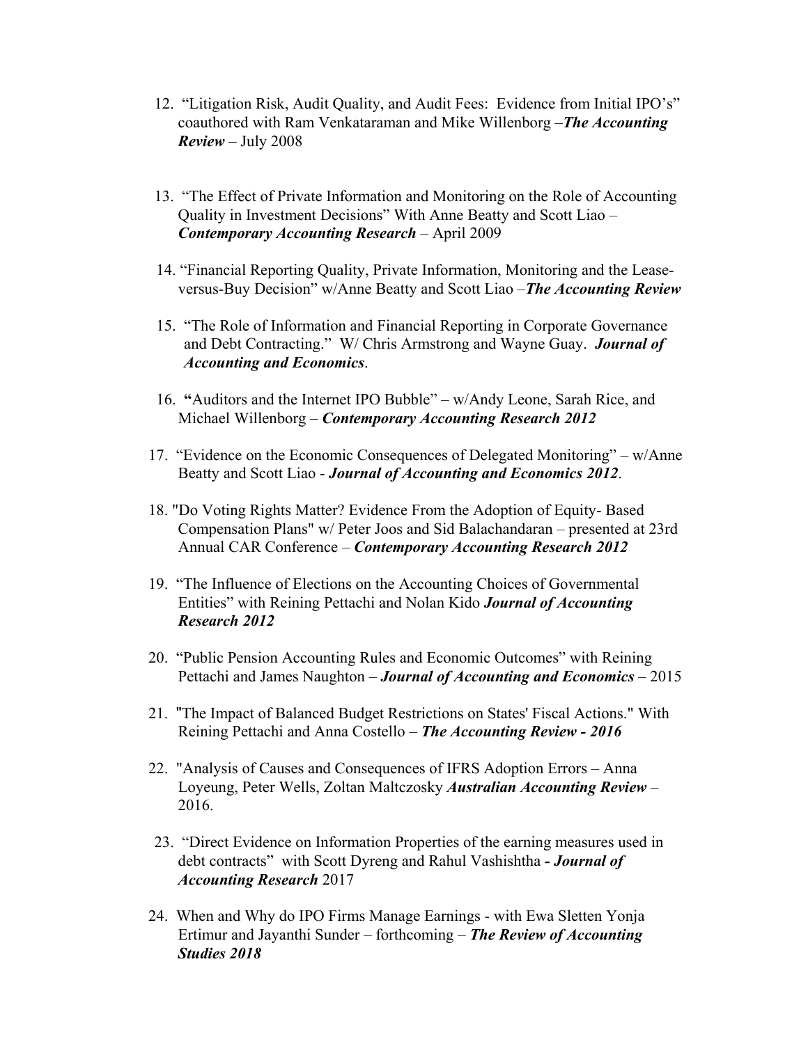12. "Litigation Risk, Audit Quality, and Audit Fees: Evidence from Initial IPO's" coauthored with Ram Venkataraman and Mike Willenborg –***The Accounting Review*** – July 2008

13. "The Effect of Private Information and Monitoring on the Role of Accounting Quality in Investment Decisions" With Anne Beatty and Scott Liao – ***Contemporary Accounting Research*** – April 2009

14. "Financial Reporting Quality, Private Information, Monitoring and the Lease-versus-Buy Decision" w/Anne Beatty and Scott Liao –***The Accounting Review***

15. "The Role of Information and Financial Reporting in Corporate Governance and Debt Contracting." W/ Chris Armstrong and Wayne Guay. ***Journal of Accounting and Economics***.

16. **"**Auditors and the Internet IPO Bubble" – w/Andy Leone, Sarah Rice, and Michael Willenborg – ***Contemporary Accounting Research 2012***

17. "Evidence on the Economic Consequences of Delegated Monitoring" – w/Anne Beatty and Scott Liao - ***Journal of Accounting and Economics 2012***.

18. "Do Voting Rights Matter? Evidence From the Adoption of Equity- Based Compensation Plans" w/ Peter Joos and Sid Balachandaran – presented at 23rd Annual CAR Conference – ***Contemporary Accounting Research 2012***

19. "The Influence of Elections on the Accounting Choices of Governmental Entities" with Reining Pettachi and Nolan Kido ***Journal of Accounting Research 2012***

20. "Public Pension Accounting Rules and Economic Outcomes" with Reining Pettachi and James Naughton – ***Journal of Accounting and Economics*** – 2015

21. "The Impact of Balanced Budget Restrictions on States' Fiscal Actions." With Reining Pettachi and Anna Costello – ***The Accounting Review - 2016***

22. "Analysis of Causes and Consequences of IFRS Adoption Errors – Anna Loyeung, Peter Wells, Zoltan Maltczosky ***Australian Accounting Review*** – 2016.

23. "Direct Evidence on Information Properties of the earning measures used in debt contracts" with Scott Dyreng and Rahul Vashishtha ***- Journal of Accounting Research*** 2017

24. When and Why do IPO Firms Manage Earnings - with Ewa Sletten Yonja Ertimur and Jayanthi Sunder – forthcoming – ***The Review of Accounting Studies 2018***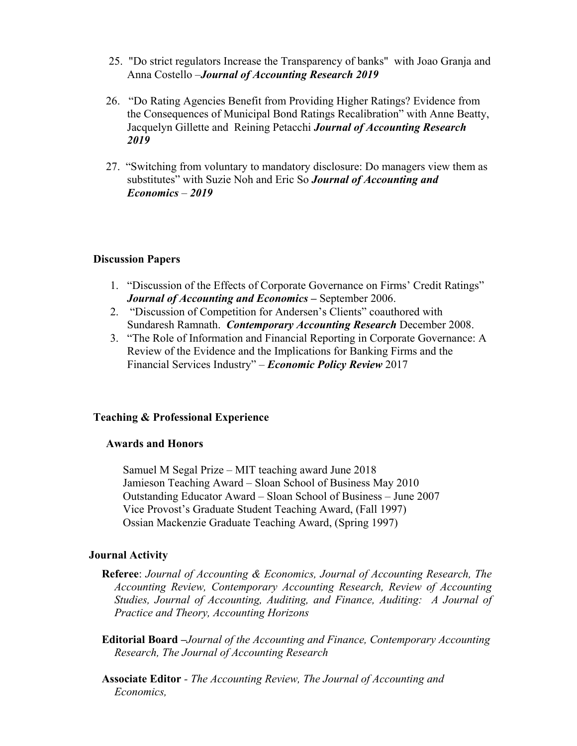25. "Do strict regulators Increase the Transparency of banks" with Joao Granja and Anna Costello –***Journal of Accounting Research 2019***

26. "Do Rating Agencies Benefit from Providing Higher Ratings? Evidence from the Consequences of Municipal Bond Ratings Recalibration" with Anne Beatty, Jacquelyn Gillette and Reining Petacchi ***Journal of Accounting Research 2019***

27. "Switching from voluntary to mandatory disclosure: Do managers view them as substitutes" with Suzie Noh and Eric So ***Journal of Accounting and Economics*** – ***2019***

## Discussion Papers

1. "Discussion of the Effects of Corporate Governance on Firms' Credit Ratings" ***Journal of Accounting and Economics –*** September 2006.
2. "Discussion of Competition for Andersen's Clients" coauthored with Sundaresh Ramnath. ***Contemporary Accounting Research*** December 2008.
3. "The Role of Information and Financial Reporting in Corporate Governance: A Review of the Evidence and the Implications for Banking Firms and the Financial Services Industry" – ***Economic Policy Review*** 2017

## Teaching & Professional Experience

### Awards and Honors

Samuel M Segal Prize – MIT teaching award June 2018
Jamieson Teaching Award – Sloan School of Business May 2010
Outstanding Educator Award – Sloan School of Business – June 2007
Vice Provost's Graduate Student Teaching Award, (Fall 1997)
Ossian Mackenzie Graduate Teaching Award, (Spring 1997)

## Journal Activity

**Referee**: *Journal of Accounting & Economics, Journal of Accounting Research, The Accounting Review, Contemporary Accounting Research, Review of Accounting Studies, Journal of Accounting, Auditing, and Finance, Auditing: A Journal of Practice and Theory, Accounting Horizons*

**Editorial Board –***Journal of the Accounting and Finance, Contemporary Accounting Research, The Journal of Accounting Research*

**Associate Editor** - *The Accounting Review, The Journal of Accounting and Economics,*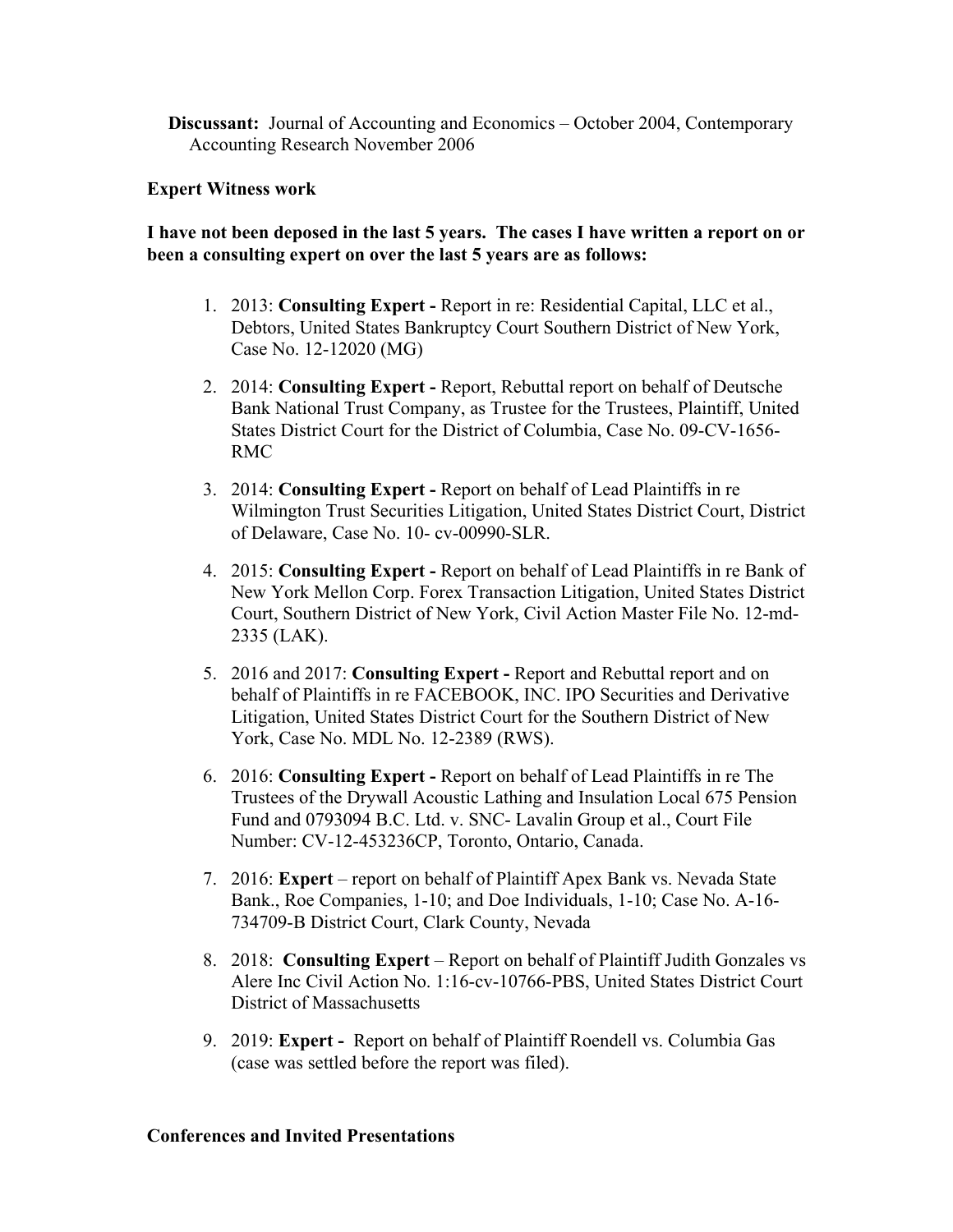**Discussant:** Journal of Accounting and Economics – October 2004, Contemporary Accounting Research November 2006

**Expert Witness work**

**I have not been deposed in the last 5 years. The cases I have written a report on or been a consulting expert on over the last 5 years are as follows:**

1. 2013: **Consulting Expert -** Report in re: Residential Capital, LLC et al., Debtors, United States Bankruptcy Court Southern District of New York, Case No. 12-12020 (MG)
2. 2014: **Consulting Expert -** Report, Rebuttal report on behalf of Deutsche Bank National Trust Company, as Trustee for the Trustees, Plaintiff, United States District Court for the District of Columbia, Case No. 09-CV-1656-RMC
3. 2014: **Consulting Expert -** Report on behalf of Lead Plaintiffs in re Wilmington Trust Securities Litigation, United States District Court, District of Delaware, Case No. 10- cv-00990-SLR.
4. 2015: **Consulting Expert -** Report on behalf of Lead Plaintiffs in re Bank of New York Mellon Corp. Forex Transaction Litigation, United States District Court, Southern District of New York, Civil Action Master File No. 12-md-2335 (LAK).
5. 2016 and 2017: **Consulting Expert -** Report and Rebuttal report and on behalf of Plaintiffs in re FACEBOOK, INC. IPO Securities and Derivative Litigation, United States District Court for the Southern District of New York, Case No. MDL No. 12-2389 (RWS).
6. 2016: **Consulting Expert -** Report on behalf of Lead Plaintiffs in re The Trustees of the Drywall Acoustic Lathing and Insulation Local 675 Pension Fund and 0793094 B.C. Ltd. v. SNC- Lavalin Group et al., Court File Number: CV-12-453236CP, Toronto, Ontario, Canada.
7. 2016: **Expert** – report on behalf of Plaintiff Apex Bank vs. Nevada State Bank., Roe Companies, 1-10; and Doe Individuals, 1-10; Case No. A-16-734709-B District Court, Clark County, Nevada
8. 2018: **Consulting Expert** – Report on behalf of Plaintiff Judith Gonzales vs Alere Inc Civil Action No. 1:16-cv-10766-PBS, United States District Court District of Massachusetts
9. 2019: **Expert -** Report on behalf of Plaintiff Roendell vs. Columbia Gas (case was settled before the report was filed).

**Conferences and Invited Presentations**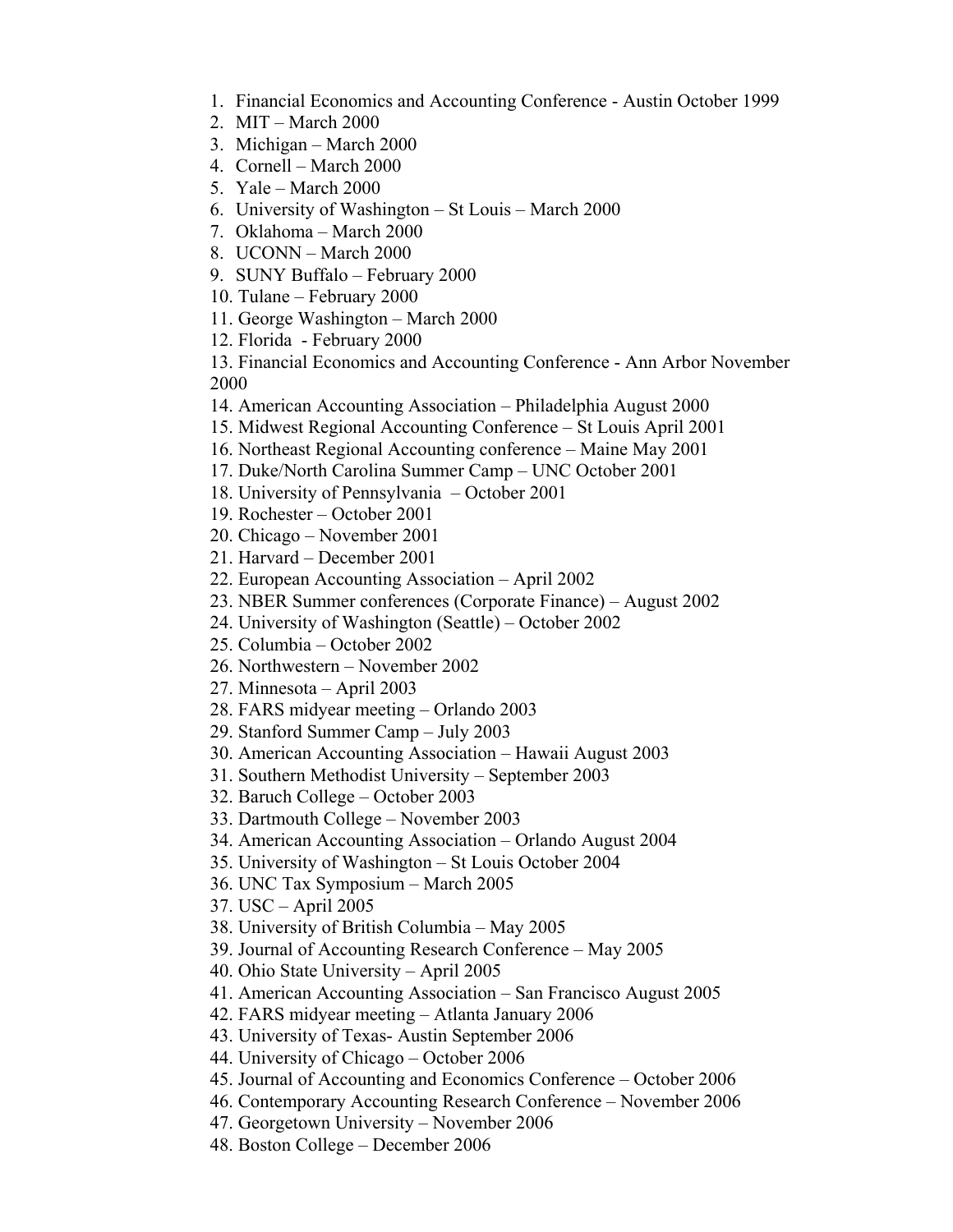1. Financial Economics and Accounting Conference - Austin October 1999
2. MIT – March 2000
3. Michigan – March 2000
4. Cornell – March 2000
5. Yale – March 2000
6. University of Washington – St Louis – March 2000
7. Oklahoma – March 2000
8. UCONN – March 2000
9. SUNY Buffalo – February 2000
10. Tulane – February 2000
11. George Washington – March 2000
12. Florida - February 2000
13. Financial Economics and Accounting Conference - Ann Arbor November 2000
14. American Accounting Association – Philadelphia August 2000
15. Midwest Regional Accounting Conference – St Louis April 2001
16. Northeast Regional Accounting conference – Maine May 2001
17. Duke/North Carolina Summer Camp – UNC October 2001
18. University of Pennsylvania – October 2001
19. Rochester – October 2001
20. Chicago – November 2001
21. Harvard – December 2001
22. European Accounting Association – April 2002
23. NBER Summer conferences (Corporate Finance) – August 2002
24. University of Washington (Seattle) – October 2002
25. Columbia – October 2002
26. Northwestern – November 2002
27. Minnesota – April 2003
28. FARS midyear meeting – Orlando 2003
29. Stanford Summer Camp – July 2003
30. American Accounting Association – Hawaii August 2003
31. Southern Methodist University – September 2003
32. Baruch College – October 2003
33. Dartmouth College – November 2003
34. American Accounting Association – Orlando August 2004
35. University of Washington – St Louis October 2004
36. UNC Tax Symposium – March 2005
37. USC – April 2005
38. University of British Columbia – May 2005
39. Journal of Accounting Research Conference – May 2005
40. Ohio State University – April 2005
41. American Accounting Association – San Francisco August 2005
42. FARS midyear meeting – Atlanta January 2006
43. University of Texas- Austin September 2006
44. University of Chicago – October 2006
45. Journal of Accounting and Economics Conference – October 2006
46. Contemporary Accounting Research Conference – November 2006
47. Georgetown University – November 2006
48. Boston College – December 2006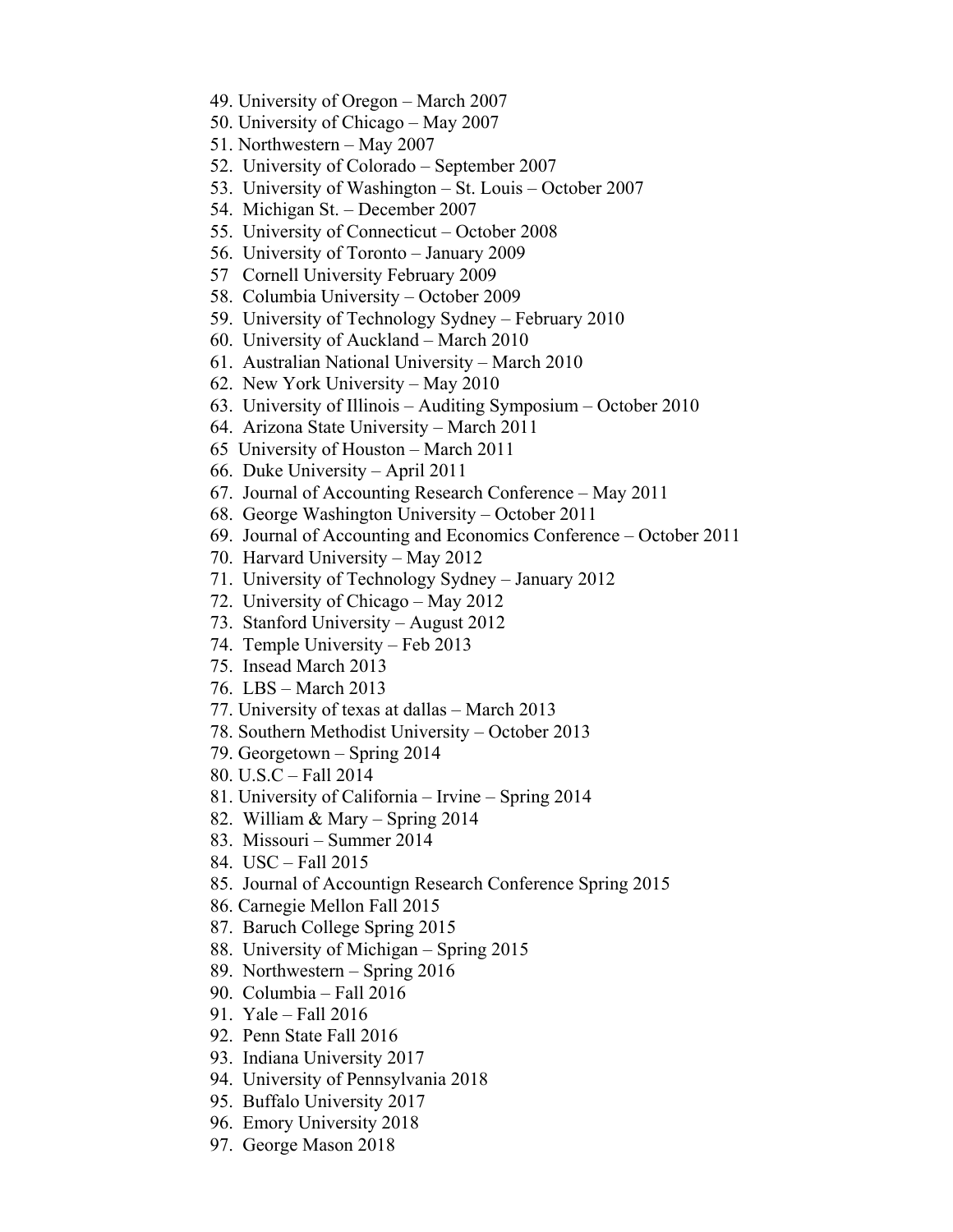49. University of Oregon – March 2007
50. University of Chicago – May 2007
51. Northwestern – May 2007
52. University of Colorado – September 2007
53. University of Washington – St. Louis – October 2007
54. Michigan St. – December 2007
55. University of Connecticut – October 2008
56. University of Toronto – January 2009
57 Cornell University February 2009
58. Columbia University – October 2009
59. University of Technology Sydney – February 2010
60. University of Auckland – March 2010
61. Australian National University – March 2010
62. New York University – May 2010
63. University of Illinois – Auditing Symposium – October 2010
64. Arizona State University – March 2011
65 University of Houston – March 2011
66. Duke University – April 2011
67. Journal of Accounting Research Conference – May 2011
68. George Washington University – October 2011
69. Journal of Accounting and Economics Conference – October 2011
70. Harvard University – May 2012
71. University of Technology Sydney – January 2012
72. University of Chicago – May 2012
73. Stanford University – August 2012
74. Temple University – Feb 2013
75. Insead March 2013
76. LBS – March 2013
77. University of texas at dallas – March 2013
78. Southern Methodist University – October 2013
79. Georgetown – Spring 2014
80. U.S.C – Fall 2014
81. University of California – Irvine – Spring 2014
82. William & Mary – Spring 2014
83. Missouri – Summer 2014
84. USC – Fall 2015
85. Journal of Accountign Research Conference Spring 2015
86. Carnegie Mellon Fall 2015
87. Baruch College Spring 2015
88. University of Michigan – Spring 2015
89. Northwestern – Spring 2016
90. Columbia – Fall 2016
91. Yale – Fall 2016
92. Penn State Fall 2016
93. Indiana University 2017
94. University of Pennsylvania 2018
95. Buffalo University 2017
96. Emory University 2018
97. George Mason 2018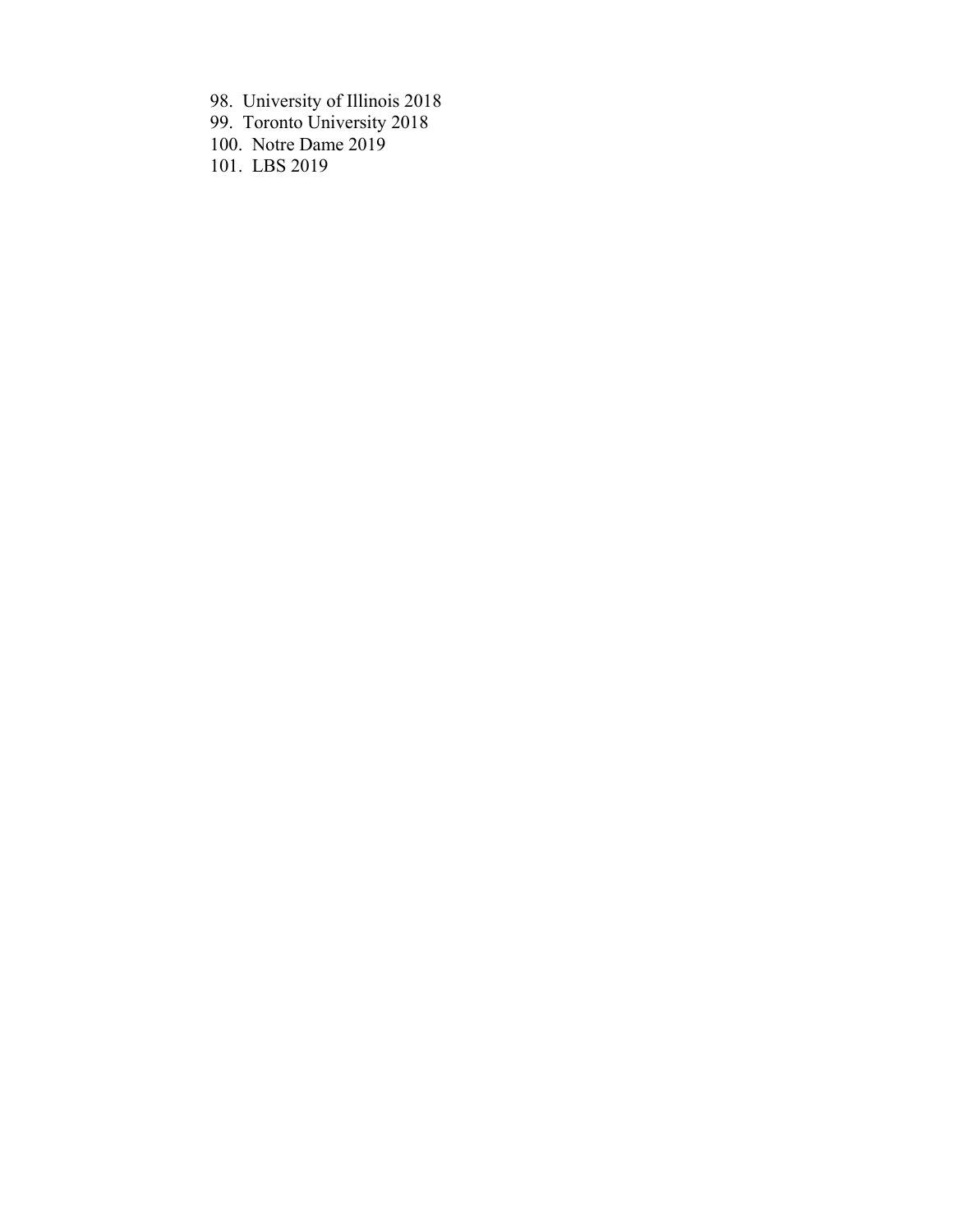98. University of Illinois 2018
99. Toronto University 2018
100. Notre Dame 2019
101. LBS 2019